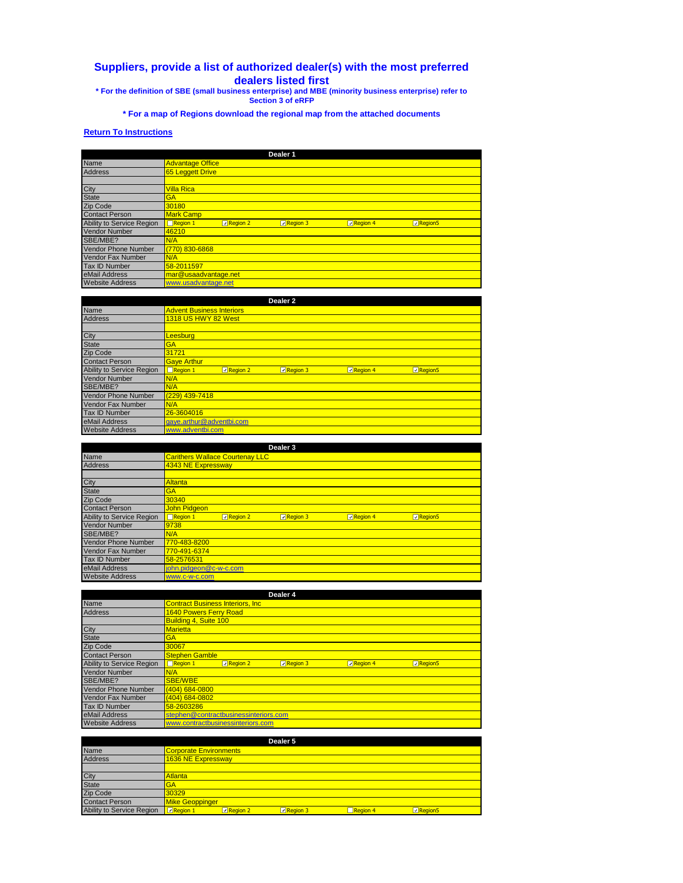# Suppliers, provide a list of authorized dealer(s) with the most preferred dealers listed first

**\* For the definition of SBE (small business enterprise) and MBE (minority business enterprise) refer to Section 3 of eRFP**

**\* For a map of Regions download the regional map from the attached documents**

**Return To Instructions**

| Dealer 1 | | | | | |
|---|---|---|---|---|---|
| Name | Advantage Office | | | | |
| Address | 65 Leggett Drive | | | | |
| | | | | | |
| City | Villa Rica | | | | |
| State | GA | | | | |
| Zip Code | 30180 | | | | |
| Contact Person | Mark Camp | | | | |
| Ability to Service Region | ☐ Region 1 | ☑ Region 2 | ☑ Region 3 | ☑ Region 4 | ☑ Region5 |
| Vendor Number | 46210 | | | | |
| SBE/MBE? | N/A | | | | |
| Vendor Phone Number | (770) 830-6868 | | | | |
| Vendor Fax Number | N/A | | | | |
| Tax ID Number | 58-2011597 | | | | |
| eMail Address | mar@usaadvantage.net | | | | |
| Website Address | www.usadvantage.net | | | | |

| Dealer 2 | | | | | |
|---|---|---|---|---|---|
| Name | Advent Business Interiors | | | | |
| Address | 1318 US HWY 82 West | | | | |
| | | | | | |
| City | Leesburg | | | | |
| State | GA | | | | |
| Zip Code | 31721 | | | | |
| Contact Person | Gaye Arthur | | | | |
| Ability to Service Region | ☐ Region 1 | ☑ Region 2 | ☑ Region 3 | ☑ Region 4 | ☑ Region5 |
| Vendor Number | N/A | | | | |
| SBE/MBE? | N/A | | | | |
| Vendor Phone Number | (229) 439-7418 | | | | |
| Vendor Fax Number | N/A | | | | |
| Tax ID Number | 26-3604016 | | | | |
| eMail Address | gaye.arthur@adventbi.com | | | | |
| Website Address | www.adventbi.com | | | | |

| Dealer 3 | | | | | |
|---|---|---|---|---|---|
| Name | Carithers Wallace Courtenay LLC | | | | |
| Address | 4343 NE Expressway | | | | |
| | | | | | |
| City | Altanta | | | | |
| State | GA | | | | |
| Zip Code | 30340 | | | | |
| Contact Person | John Pidgeon | | | | |
| Ability to Service Region | ☐ Region 1 | ☑ Region 2 | ☑ Region 3 | ☑ Region 4 | ☑ Region5 |
| Vendor Number | 9738 | | | | |
| SBE/MBE? | N/A | | | | |
| Vendor Phone Number | 770-483-8200 | | | | |
| Vendor Fax Number | 770-491-6374 | | | | |
| Tax ID Number | 58-2576531 | | | | |
| eMail Address | john.pidgeon@c-w-c.com | | | | |
| Website Address | www.c-w-c.com | | | | |

| Dealer 4 | | | | | |
|---|---|---|---|---|---|
| Name | Contract Business Interiors, Inc | | | | |
| Address | 1640 Powers Ferry Road | | | | |
| | Building 4, Suite 100 | | | | |
| City | Marietta | | | | |
| State | GA | | | | |
| Zip Code | 30067 | | | | |
| Contact Person | Stephen Gamble | | | | |
| Ability to Service Region | ☐ Region 1 | ☑ Region 2 | ☑ Region 3 | ☑ Region 4 | ☑ Region5 |
| Vendor Number | N/A | | | | |
| SBE/MBE? | SBE/WBE | | | | |
| Vendor Phone Number | (404) 684-0800 | | | | |
| Vendor Fax Number | (404) 684-0802 | | | | |
| Tax ID Number | 58-2603286 | | | | |
| eMail Address | stephen@contractbusinessinteriors.com | | | | |
| Website Address | www.contractbusinessinteriors.com | | | | |

| Dealer 5 | | | | | |
|---|---|---|---|---|---|
| Name | Corporate Environments | | | | |
| Address | 1636 NE Expressway | | | | |
| | | | | | |
| City | Atlanta | | | | |
| State | GA | | | | |
| Zip Code | 30329 | | | | |
| Contact Person | Mike Geoppinger | | | | |
| Ability to Service Region | ☑ Region 1 | ☑ Region 2 | ☑ Region 3 | ☐ Region 4 | ☑ Region5 |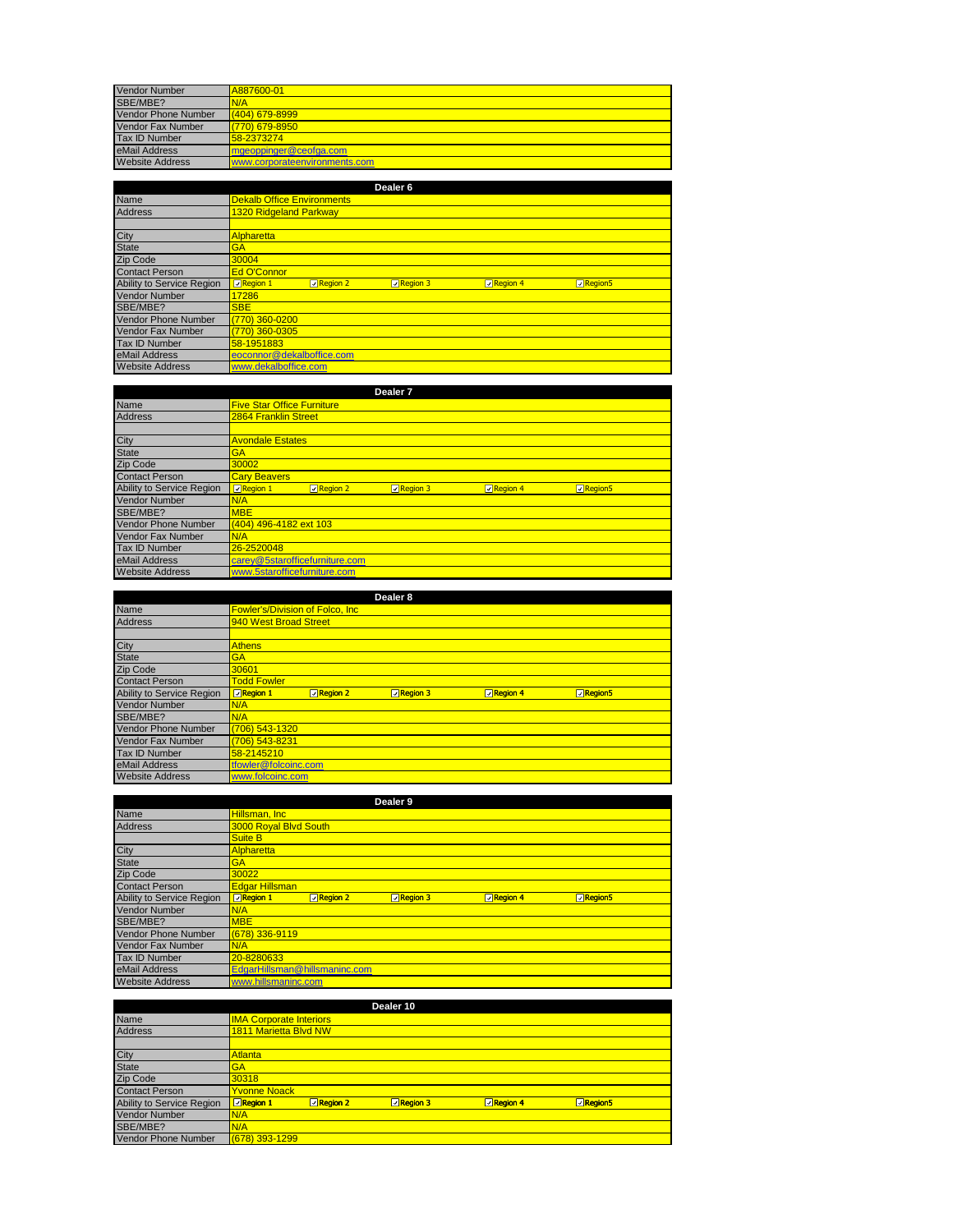| | |
|---|---|
| Vendor Number | A887600-01 |
| SBE/MBE? | N/A |
| Vendor Phone Number | (404) 679-8999 |
| Vendor Fax Number | (770) 679-8950 |
| Tax ID Number | 58-2373274 |
| eMail Address | mgeoppinger@ceofga.com |
| Website Address | www.corporateenvironments.com |

| Dealer 6 | | | | | |
|---|---|---|---|---|---|
| Name | Dekalb Office Environments | | | | |
| Address | 1320 Ridgeland Parkway | | | | |
| | | | | | |
| City | Alpharetta | | | | |
| State | GA | | | | |
| Zip Code | 30004 | | | | |
| Contact Person | Ed O'Connor | | | | |
| Ability to Service Region | ☑ Region 1 | ☑ Region 2 | ☑ Region 3 | ☑ Region 4 | ☑ Region5 |
| Vendor Number | 17286 | | | | |
| SBE/MBE? | SBE | | | | |
| Vendor Phone Number | (770) 360-0200 | | | | |
| Vendor Fax Number | (770) 360-0305 | | | | |
| Tax ID Number | 58-1951883 | | | | |
| eMail Address | eoconnor@dekalboffice.com | | | | |
| Website Address | www.dekalboffice.com | | | | |

| Dealer 7 | | | | | |
|---|---|---|---|---|---|
| Name | Five Star Office Furniture | | | | |
| Address | 2864 Franklin Street | | | | |
| | | | | | |
| City | Avondale Estates | | | | |
| State | GA | | | | |
| Zip Code | 30002 | | | | |
| Contact Person | Cary Beavers | | | | |
| Ability to Service Region | ☑ Region 1 | ☑ Region 2 | ☑ Region 3 | ☑ Region 4 | ☑ Region5 |
| Vendor Number | N/A | | | | |
| SBE/MBE? | MBE | | | | |
| Vendor Phone Number | (404) 496-4182 ext 103 | | | | |
| Vendor Fax Number | N/A | | | | |
| Tax ID Number | 26-2520048 | | | | |
| eMail Address | carey@5starofficefurniture.com | | | | |
| Website Address | www.5starofficefurniture.com | | | | |

| Dealer 8 | | | | | |
|---|---|---|---|---|---|
| Name | Fowler's/Division of Folco, Inc | | | | |
| Address | 940 West Broad Street | | | | |
| | | | | | |
| City | Athens | | | | |
| State | GA | | | | |
| Zip Code | 30601 | | | | |
| Contact Person | Todd Fowler | | | | |
| Ability to Service Region | ☑ Region 1 | ☑ Region 2 | ☑ Region 3 | ☑ Region 4 | ☑ Region5 |
| Vendor Number | N/A | | | | |
| SBE/MBE? | N/A | | | | |
| Vendor Phone Number | (706) 543-1320 | | | | |
| Vendor Fax Number | (706) 543-8231 | | | | |
| Tax ID Number | 58-2145210 | | | | |
| eMail Address | tfowler@folcoinc.com | | | | |
| Website Address | www.folcoinc.com | | | | |

| Dealer 9 | | | | | |
|---|---|---|---|---|---|
| Name | Hillsman, Inc | | | | |
| Address | 3000 Royal Blvd South | | | | |
| | Suite B | | | | |
| City | Alpharetta | | | | |
| State | GA | | | | |
| Zip Code | 30022 | | | | |
| Contact Person | Edgar Hillsman | | | | |
| Ability to Service Region | ☑ Region 1 | ☑ Region 2 | ☑ Region 3 | ☑ Region 4 | ☑ Region5 |
| Vendor Number | N/A | | | | |
| SBE/MBE? | MBE | | | | |
| Vendor Phone Number | (678) 336-9119 | | | | |
| Vendor Fax Number | N/A | | | | |
| Tax ID Number | 20-8280633 | | | | |
| eMail Address | EdgarHillsman@hillsmaninc.com | | | | |
| Website Address | www.hillsmaninc.com | | | | |

| Dealer 10 | | | | | |
|---|---|---|---|---|---|
| Name | IMA Corporate Interiors | | | | |
| Address | 1811 Marietta Blvd NW | | | | |
| | | | | | |
| City | Atlanta | | | | |
| State | GA | | | | |
| Zip Code | 30318 | | | | |
| Contact Person | Yvonne Noack | | | | |
| Ability to Service Region | ☑ Region 1 | ☑ Region 2 | ☑ Region 3 | ☑ Region 4 | ☑ Region5 |
| Vendor Number | N/A | | | | |
| SBE/MBE? | N/A | | | | |
| Vendor Phone Number | (678) 393-1299 | | | | |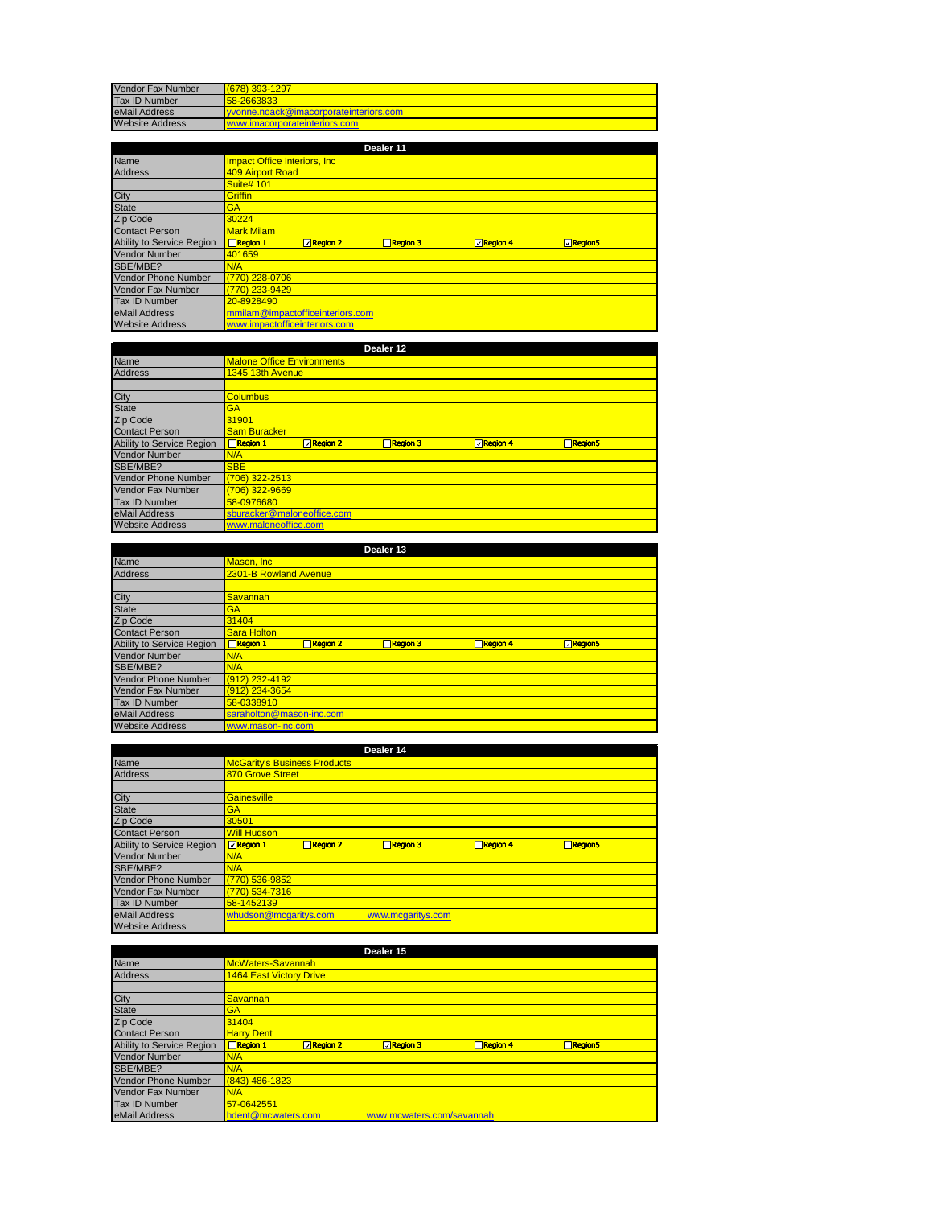| Vendor Fax Number | (678) 393-1297 |
|---|---|
| Tax ID Number | 58-2663833 |
| eMail Address | yvonne.noack@imacorporateinteriors.com |
| Website Address | www.imacorporateinteriors.com |

| Dealer 11 | | | | | |
|---|---|---|---|---|---|
| Name | Impact Office Interiors, Inc | | | | |
| Address | 409 Airport Road | | | | |
| | Suite# 101 | | | | |
| City | Griffin | | | | |
| State | GA | | | | |
| Zip Code | 30224 | | | | |
| Contact Person | Mark Milam | | | | |
| Ability to Service Region | ☐ Region 1 | ☑ Region 2 | ☐ Region 3 | ☑ Region 4 | ☑ Region5 |
| Vendor Number | 401659 | | | | |
| SBE/MBE? | N/A | | | | |
| Vendor Phone Number | (770) 228-0706 | | | | |
| Vendor Fax Number | (770) 233-9429 | | | | |
| Tax ID Number | 20-8928490 | | | | |
| eMail Address | mmilam@impactofficeinteriors.com | | | | |
| Website Address | www.impactofficeinteriors.com | | | | |

| Dealer 12 | | | | | |
|---|---|---|---|---|---|
| Name | Malone Office Environments | | | | |
| Address | 1345 13th Avenue | | | | |
| | | | | | |
| City | Columbus | | | | |
| State | GA | | | | |
| Zip Code | 31901 | | | | |
| Contact Person | Sam Buracker | | | | |
| Ability to Service Region | ☐ Region 1 | ☑ Region 2 | ☐ Region 3 | ☑ Region 4 | ☐ Region5 |
| Vendor Number | N/A | | | | |
| SBE/MBE? | SBE | | | | |
| Vendor Phone Number | (706) 322-2513 | | | | |
| Vendor Fax Number | (706) 322-9669 | | | | |
| Tax ID Number | 58-0976680 | | | | |
| eMail Address | sburacker@maloneoffice.com | | | | |
| Website Address | www.maloneoffice.com | | | | |

| Dealer 13 | | | | | |
|---|---|---|---|---|---|
| Name | Mason, Inc | | | | |
| Address | 2301-B Rowland Avenue | | | | |
| | | | | | |
| City | Savannah | | | | |
| State | GA | | | | |
| Zip Code | 31404 | | | | |
| Contact Person | Sara Holton | | | | |
| Ability to Service Region | ☐ Region 1 | ☐ Region 2 | ☐ Region 3 | ☐ Region 4 | ☑ Region5 |
| Vendor Number | N/A | | | | |
| SBE/MBE? | N/A | | | | |
| Vendor Phone Number | (912) 232-4192 | | | | |
| Vendor Fax Number | (912) 234-3654 | | | | |
| Tax ID Number | 58-0338910 | | | | |
| eMail Address | saraholton@mason-inc.com | | | | |
| Website Address | www.mason-inc.com | | | | |

| Dealer 14 | | | | | |
|---|---|---|---|---|---|
| Name | McGarity's Business Products | | | | |
| Address | 870 Grove Street | | | | |
| | | | | | |
| City | Gainesville | | | | |
| State | GA | | | | |
| Zip Code | 30501 | | | | |
| Contact Person | Will Hudson | | | | |
| Ability to Service Region | ☑ Region 1 | ☐ Region 2 | ☐ Region 3 | ☐ Region 4 | ☐ Region5 |
| Vendor Number | N/A | | | | |
| SBE/MBE? | N/A | | | | |
| Vendor Phone Number | (770) 536-9852 | | | | |
| Vendor Fax Number | (770) 534-7316 | | | | |
| Tax ID Number | 58-1452139 | | | | |
| eMail Address | whudson@mcgaritys.com | www.mcgaritys.com | | | |
| Website Address | | | | | |

| Dealer 15 | | | | | |
|---|---|---|---|---|---|
| Name | McWaters-Savannah | | | | |
| Address | 1464 East Victory Drive | | | | |
| | | | | | |
| City | Savannah | | | | |
| State | GA | | | | |
| Zip Code | 31404 | | | | |
| Contact Person | Harry Dent | | | | |
| Ability to Service Region | ☐ Region 1 | ☑ Region 2 | ☑ Region 3 | ☐ Region 4 | ☐ Region5 |
| Vendor Number | N/A | | | | |
| SBE/MBE? | N/A | | | | |
| Vendor Phone Number | (843) 486-1823 | | | | |
| Vendor Fax Number | N/A | | | | |
| Tax ID Number | 57-0642551 | | | | |
| eMail Address | hdent@mcwaters.com | www.mcwaters.com/savannah | | | |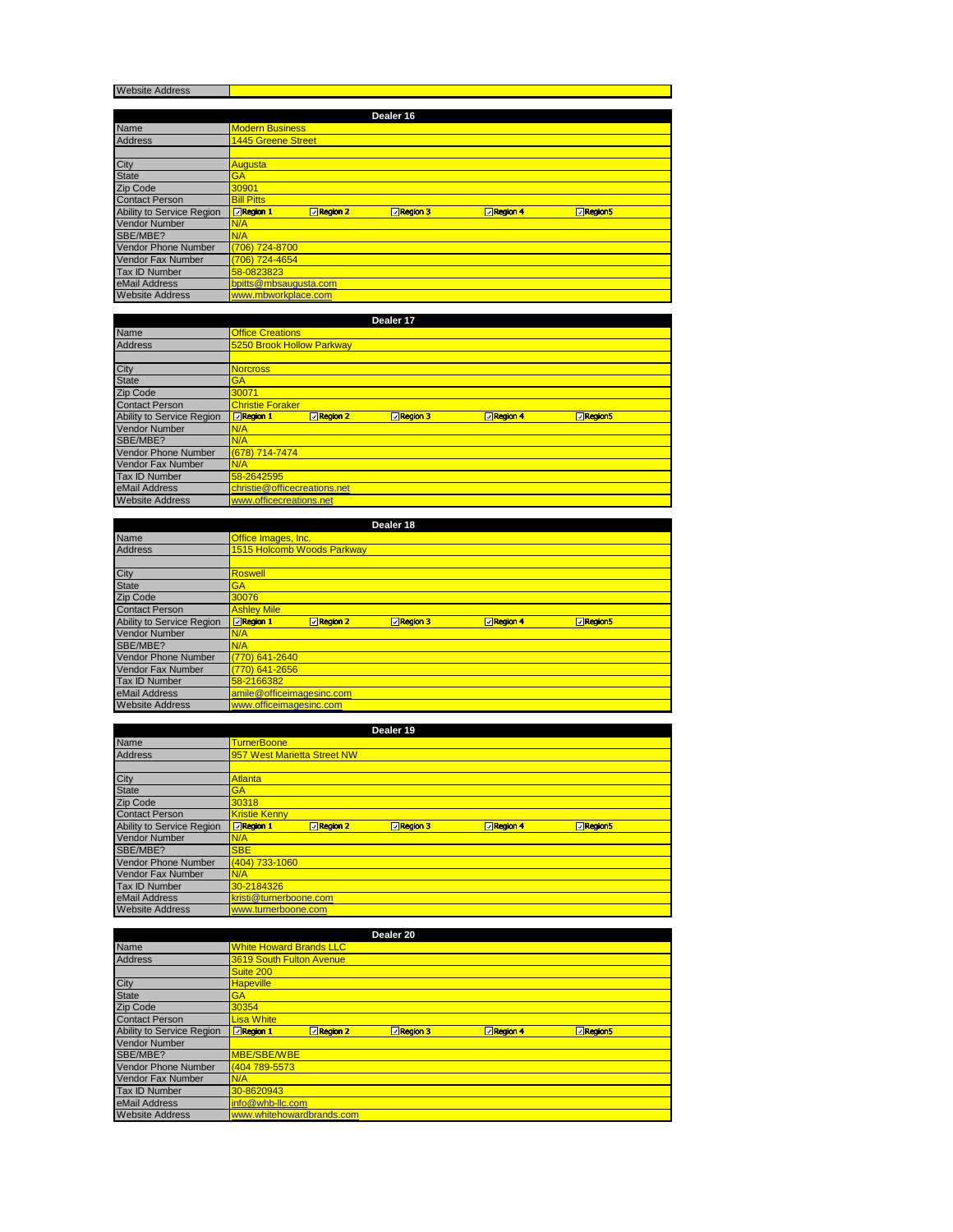| | |
|---|---|
| Website Address | |

| Dealer 16 | | | | | |
|---|---|---|---|---|---|
| Name | Modern Business | | | | |
| Address | 1445 Greene Street | | | | |
| | | | | | |
| City | Augusta | | | | |
| State | GA | | | | |
| Zip Code | 30901 | | | | |
| Contact Person | Bill Pitts | | | | |
| Ability to Service Region | ☑ Region 1 | ☑ Region 2 | ☑ Region 3 | ☑ Region 4 | ☑ Region5 |
| Vendor Number | N/A | | | | |
| SBE/MBE? | N/A | | | | |
| Vendor Phone Number | (706) 724-8700 | | | | |
| Vendor Fax Number | (706) 724-4654 | | | | |
| Tax ID Number | 58-0823823 | | | | |
| eMail Address | bpitts@mbsaugusta.com | | | | |
| Website Address | www.mbworkplace.com | | | | |

| Dealer 17 | | | | | |
|---|---|---|---|---|---|
| Name | Office Creations | | | | |
| Address | 5250 Brook Hollow Parkway | | | | |
| | | | | | |
| City | Norcross | | | | |
| State | GA | | | | |
| Zip Code | 30071 | | | | |
| Contact Person | Christie Foraker | | | | |
| Ability to Service Region | ☑ Region 1 | ☑ Region 2 | ☑ Region 3 | ☑ Region 4 | ☑ Region5 |
| Vendor Number | N/A | | | | |
| SBE/MBE? | N/A | | | | |
| Vendor Phone Number | (678) 714-7474 | | | | |
| Vendor Fax Number | N/A | | | | |
| Tax ID Number | 58-2642595 | | | | |
| eMail Address | christie@officecreations.net | | | | |
| Website Address | www.officecreations.net | | | | |

| Dealer 18 | | | | | |
|---|---|---|---|---|---|
| Name | Office Images, Inc. | | | | |
| Address | 1515 Holcomb Woods Parkway | | | | |
| | | | | | |
| City | Roswell | | | | |
| State | GA | | | | |
| Zip Code | 30076 | | | | |
| Contact Person | Ashley Mile | | | | |
| Ability to Service Region | ☑ Region 1 | ☑ Region 2 | ☑ Region 3 | ☑ Region 4 | ☑ Region5 |
| Vendor Number | N/A | | | | |
| SBE/MBE? | N/A | | | | |
| Vendor Phone Number | (770) 641-2640 | | | | |
| Vendor Fax Number | (770) 641-2656 | | | | |
| Tax ID Number | 58-2166382 | | | | |
| eMail Address | amile@officeimagesinc.com | | | | |
| Website Address | www.officeimagesinc.com | | | | |

| Dealer 19 | | | | | |
|---|---|---|---|---|---|
| Name | TurnerBoone | | | | |
| Address | 957 West Marietta Street NW | | | | |
| | | | | | |
| City | Atlanta | | | | |
| State | GA | | | | |
| Zip Code | 30318 | | | | |
| Contact Person | Kristie Kenny | | | | |
| Ability to Service Region | ☑ Region 1 | ☑ Region 2 | ☑ Region 3 | ☑ Region 4 | ☑ Region5 |
| Vendor Number | N/A | | | | |
| SBE/MBE? | SBE | | | | |
| Vendor Phone Number | (404) 733-1060 | | | | |
| Vendor Fax Number | N/A | | | | |
| Tax ID Number | 30-2184326 | | | | |
| eMail Address | kristi@turnerboone.com | | | | |
| Website Address | www.turnerboone.com | | | | |

| Dealer 20 | | | | | |
|---|---|---|---|---|---|
| Name | White Howard Brands LLC | | | | |
| Address | 3619 South Fulton Avenue | | | | |
| | Suite 200 | | | | |
| City | Hapeville | | | | |
| State | GA | | | | |
| Zip Code | 30354 | | | | |
| Contact Person | Lisa White | | | | |
| Ability to Service Region | ☑ Region 1 | ☑ Region 2 | ☑ Region 3 | ☑ Region 4 | ☑ Region5 |
| Vendor Number | | | | | |
| SBE/MBE? | MBE/SBE/WBE | | | | |
| Vendor Phone Number | (404 789-5573 | | | | |
| Vendor Fax Number | N/A | | | | |
| Tax ID Number | 30-8620943 | | | | |
| eMail Address | info@whb-llc.com | | | | |
| Website Address | www.whitehowardbrands.com | | | | |